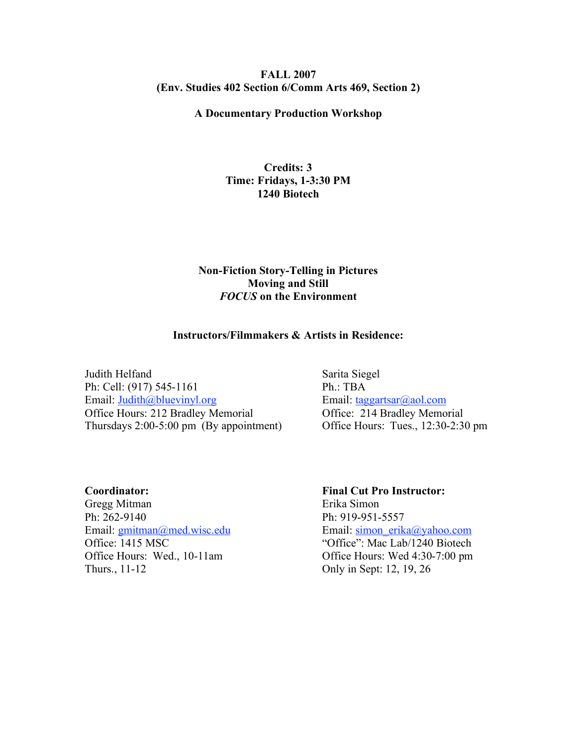**FALL 2007**
**(Env. Studies 402 Section 6/Comm Arts 469, Section 2)**

**A Documentary Production Workshop**

**Credits: 3**
**Time: Fridays, 1-3:30 PM**
**1240 Biotech**

**Non-Fiction Story-Telling in Pictures**
**Moving and Still**
***FOCUS* on the Environment**

**Instructors/Filmmakers & Artists in Residence:**

Judith Helfand
Ph: Cell: (917) 545-1161
Email: Judith@bluevinyl.org
Office Hours: 212 Bradley Memorial
Thursdays 2:00-5:00 pm (By appointment)

Sarita Siegel
Ph.: TBA
Email: taggartsar@aol.com
Office: 214 Bradley Memorial
Office Hours: Tues., 12:30-2:30 pm

**Coordinator:**
Gregg Mitman
Ph: 262-9140
Email: gmitman@med.wisc.edu
Office: 1415 MSC
Office Hours: Wed., 10-11am
Thurs., 11-12

**Final Cut Pro Instructor:**
Erika Simon
Ph: 919-951-5557
Email: simon_erika@yahoo.com
"Office": Mac Lab/1240 Biotech
Office Hours: Wed 4:30-7:00 pm
Only in Sept: 12, 19, 26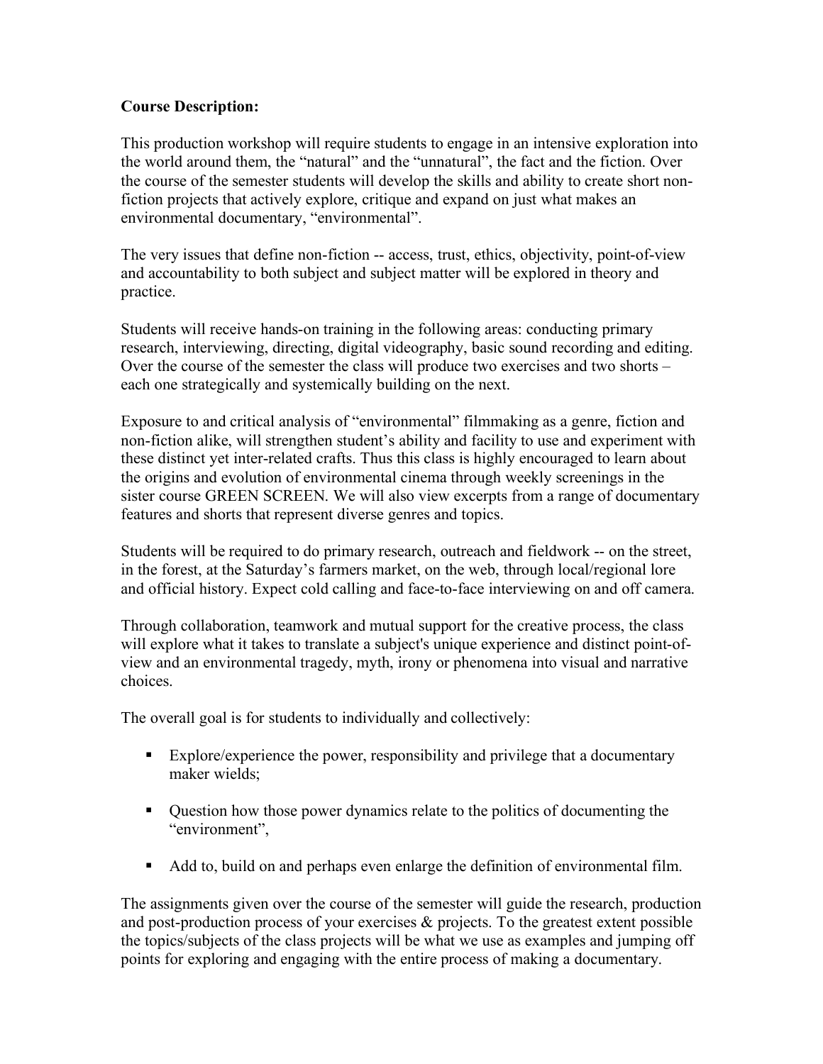**Course Description:**

This production workshop will require students to engage in an intensive exploration into the world around them, the "natural" and the "unnatural", the fact and the fiction. Over the course of the semester students will develop the skills and ability to create short non-fiction projects that actively explore, critique and expand on just what makes an environmental documentary, "environmental".

The very issues that define non-fiction -- access, trust, ethics, objectivity, point-of-view and accountability to both subject and subject matter will be explored in theory and practice.

Students will receive hands-on training in the following areas: conducting primary research, interviewing, directing, digital videography, basic sound recording and editing. Over the course of the semester the class will produce two exercises and two shorts – each one strategically and systemically building on the next.

Exposure to and critical analysis of "environmental" filmmaking as a genre, fiction and non-fiction alike, will strengthen student's ability and facility to use and experiment with these distinct yet inter-related crafts. Thus this class is highly encouraged to learn about the origins and evolution of environmental cinema through weekly screenings in the sister course GREEN SCREEN. We will also view excerpts from a range of documentary features and shorts that represent diverse genres and topics.

Students will be required to do primary research, outreach and fieldwork -- on the street, in the forest, at the Saturday's farmers market, on the web, through local/regional lore and official history. Expect cold calling and face-to-face interviewing on and off camera.

Through collaboration, teamwork and mutual support for the creative process, the class will explore what it takes to translate a subject's unique experience and distinct point-of-view and an environmental tragedy, myth, irony or phenomena into visual and narrative choices.

The overall goal is for students to individually and collectively:

- Explore/experience the power, responsibility and privilege that a documentary maker wields;
- Question how those power dynamics relate to the politics of documenting the "environment",
- Add to, build on and perhaps even enlarge the definition of environmental film.

The assignments given over the course of the semester will guide the research, production and post-production process of your exercises & projects. To the greatest extent possible the topics/subjects of the class projects will be what we use as examples and jumping off points for exploring and engaging with the entire process of making a documentary.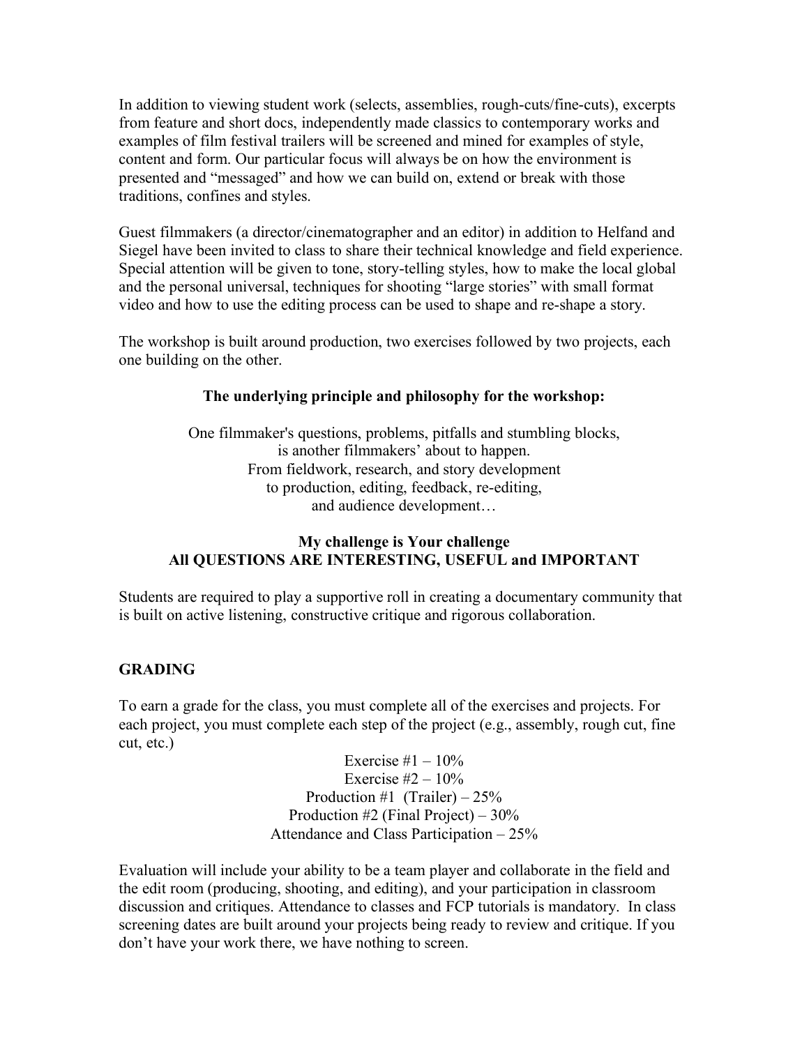In addition to viewing student work (selects, assemblies, rough-cuts/fine-cuts), excerpts from feature and short docs, independently made classics to contemporary works and examples of film festival trailers will be screened and mined for examples of style, content and form. Our particular focus will always be on how the environment is presented and "messaged" and how we can build on, extend or break with those traditions, confines and styles.

Guest filmmakers (a director/cinematographer and an editor) in addition to Helfand and Siegel have been invited to class to share their technical knowledge and field experience. Special attention will be given to tone, story-telling styles, how to make the local global and the personal universal, techniques for shooting "large stories" with small format video and how to use the editing process can be used to shape and re-shape a story.

The workshop is built around production, two exercises followed by two projects, each one building on the other.

**The underlying principle and philosophy for the workshop:**

One filmmaker's questions, problems, pitfalls and stumbling blocks,
is another filmmakers' about to happen.
From fieldwork, research, and story development
to production, editing, feedback, re-editing,
and audience development…

**My challenge is Your challenge**
**All QUESTIONS ARE INTERESTING, USEFUL and IMPORTANT**

Students are required to play a supportive roll in creating a documentary community that is built on active listening, constructive critique and rigorous collaboration.

## GRADING

To earn a grade for the class, you must complete all of the exercises and projects. For each project, you must complete each step of the project (e.g., assembly, rough cut, fine cut, etc.)

Exercise #1 – 10%
Exercise #2 – 10%
Production #1 (Trailer) – 25%
Production #2 (Final Project) – 30%
Attendance and Class Participation – 25%

Evaluation will include your ability to be a team player and collaborate in the field and the edit room (producing, shooting, and editing), and your participation in classroom discussion and critiques. Attendance to classes and FCP tutorials is mandatory. In class screening dates are built around your projects being ready to review and critique. If you don't have your work there, we have nothing to screen.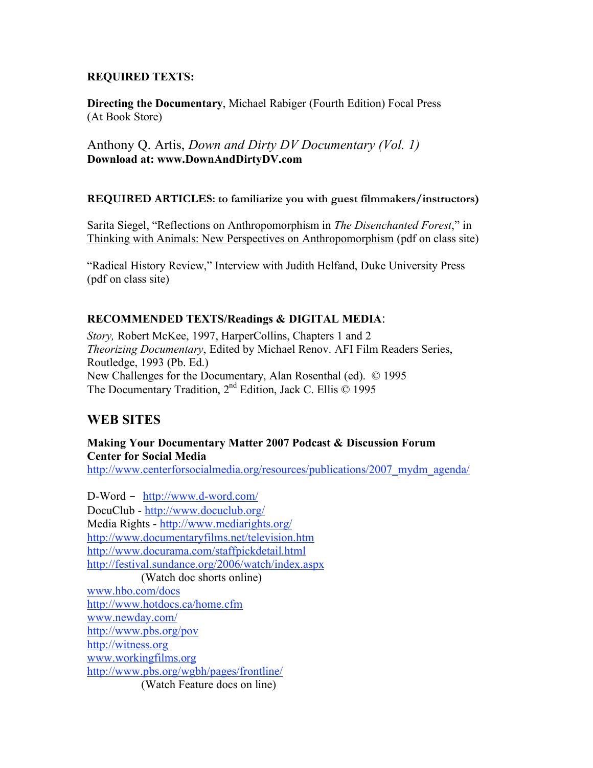**REQUIRED TEXTS:**

**Directing the Documentary**, Michael Rabiger (Fourth Edition) Focal Press (At Book Store)

Anthony Q. Artis, *Down and Dirty DV Documentary (Vol. 1)*
**Download at: www.DownAndDirtyDV.com**

**REQUIRED ARTICLES: to familiarize you with guest filmmakers/instructors)**

Sarita Siegel, "Reflections on Anthropomorphism in *The Disenchanted Forest*," in Thinking with Animals: New Perspectives on Anthropomorphism (pdf on class site)

"Radical History Review," Interview with Judith Helfand, Duke University Press (pdf on class site)

**RECOMMENDED TEXTS/Readings & DIGITAL MEDIA**:

*Story,* Robert McKee, 1997, HarperCollins, Chapters 1 and 2
*Theorizing Documentary*, Edited by Michael Renov. AFI Film Readers Series, Routledge, 1993 (Pb. Ed.)
New Challenges for the Documentary, Alan Rosenthal (ed). © 1995
The Documentary Tradition, 2nd Edition, Jack C. Ellis © 1995

## WEB SITES

**Making Your Documentary Matter 2007 Podcast & Discussion Forum**
**Center for Social Media**
http://www.centerforsocialmedia.org/resources/publications/2007_mydm_agenda/

D-Word – http://www.d-word.com/
DocuClub - http://www.docuclub.org/
Media Rights - http://www.mediarights.org/
http://www.documentaryfilms.net/television.htm
http://www.docurama.com/staffpickdetail.html
http://festival.sundance.org/2006/watch/index.aspx
(Watch doc shorts online)
www.hbo.com/docs
http://www.hotdocs.ca/home.cfm
www.newday.com/
http://www.pbs.org/pov
http://witness.org
www.workingfilms.org
http://www.pbs.org/wgbh/pages/frontline/
(Watch Feature docs on line)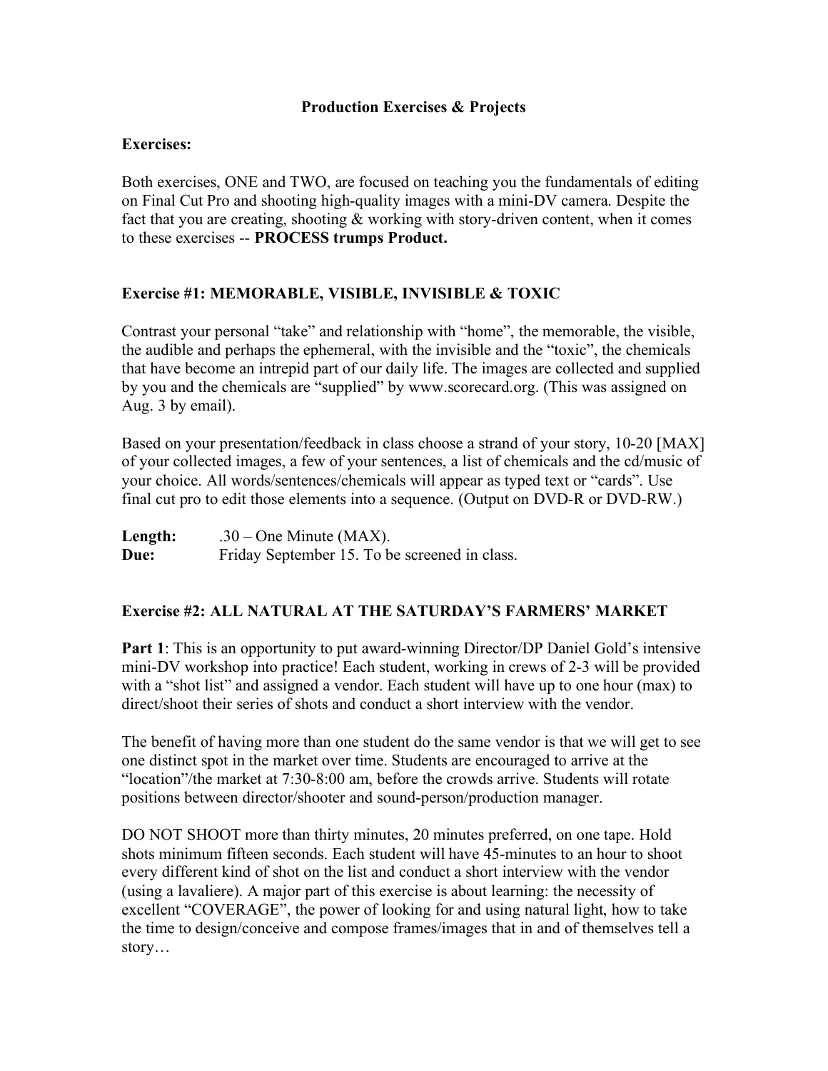## Production Exercises & Projects

### Exercises:

Both exercises, ONE and TWO, are focused on teaching you the fundamentals of editing on Final Cut Pro and shooting high-quality images with a mini-DV camera. Despite the fact that you are creating, shooting & working with story-driven content, when it comes to these exercises -- **PROCESS trumps Product.**

### Exercise #1: MEMORABLE, VISIBLE, INVISIBLE & TOXIC

Contrast your personal "take" and relationship with "home", the memorable, the visible, the audible and perhaps the ephemeral, with the invisible and the "toxic", the chemicals that have become an intrepid part of our daily life. The images are collected and supplied by you and the chemicals are "supplied" by www.scorecard.org. (This was assigned on Aug. 3 by email).

Based on your presentation/feedback in class choose a strand of your story, 10-20 [MAX] of your collected images, a few of your sentences, a list of chemicals and the cd/music of your choice. All words/sentences/chemicals will appear as typed text or "cards". Use final cut pro to edit those elements into a sequence. (Output on DVD-R or DVD-RW.)

**Length:** .30 – One Minute (MAX).
**Due:** Friday September 15. To be screened in class.

### Exercise #2: ALL NATURAL AT THE SATURDAY'S FARMERS' MARKET

**Part 1**: This is an opportunity to put award-winning Director/DP Daniel Gold's intensive mini-DV workshop into practice! Each student, working in crews of 2-3 will be provided with a "shot list" and assigned a vendor. Each student will have up to one hour (max) to direct/shoot their series of shots and conduct a short interview with the vendor.

The benefit of having more than one student do the same vendor is that we will get to see one distinct spot in the market over time. Students are encouraged to arrive at the "location"/the market at 7:30-8:00 am, before the crowds arrive. Students will rotate positions between director/shooter and sound-person/production manager.

DO NOT SHOOT more than thirty minutes, 20 minutes preferred, on one tape. Hold shots minimum fifteen seconds. Each student will have 45-minutes to an hour to shoot every different kind of shot on the list and conduct a short interview with the vendor (using a lavaliere). A major part of this exercise is about learning: the necessity of excellent "COVERAGE", the power of looking for and using natural light, how to take the time to design/conceive and compose frames/images that in and of themselves tell a story…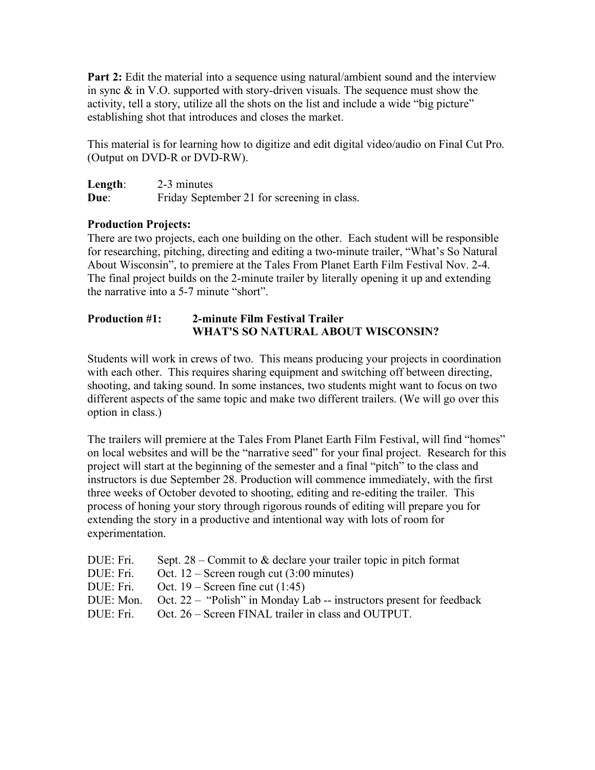**Part 2:** Edit the material into a sequence using natural/ambient sound and the interview in sync & in V.O. supported with story-driven visuals. The sequence must show the activity, tell a story, utilize all the shots on the list and include a wide "big picture" establishing shot that introduces and closes the market.

This material is for learning how to digitize and edit digital video/audio on Final Cut Pro. (Output on DVD-R or DVD-RW).

**Length**: 2-3 minutes
**Due**: Friday September 21 for screening in class.

**Production Projects:**
There are two projects, each one building on the other. Each student will be responsible for researching, pitching, directing and editing a two-minute trailer, "What's So Natural About Wisconsin", to premiere at the Tales From Planet Earth Film Festival Nov. 2-4. The final project builds on the 2-minute trailer by literally opening it up and extending the narrative into a 5-7 minute "short".

**Production #1: 2-minute Film Festival Trailer**
**WHAT'S SO NATURAL ABOUT WISCONSIN?**

Students will work in crews of two. This means producing your projects in coordination with each other. This requires sharing equipment and switching off between directing, shooting, and taking sound. In some instances, two students might want to focus on two different aspects of the same topic and make two different trailers. (We will go over this option in class.)

The trailers will premiere at the Tales From Planet Earth Film Festival, will find "homes" on local websites and will be the "narrative seed" for your final project. Research for this project will start at the beginning of the semester and a final "pitch" to the class and instructors is due September 28. Production will commence immediately, with the first three weeks of October devoted to shooting, editing and re-editing the trailer. This process of honing your story through rigorous rounds of editing will prepare you for extending the story in a productive and intentional way with lots of room for experimentation.

DUE: Fri. Sept. 28 – Commit to & declare your trailer topic in pitch format
DUE: Fri. Oct. 12 – Screen rough cut (3:00 minutes)
DUE: Fri. Oct. 19 – Screen fine cut (1:45)
DUE: Mon. Oct. 22 – "Polish" in Monday Lab -- instructors present for feedback
DUE: Fri. Oct. 26 – Screen FINAL trailer in class and OUTPUT.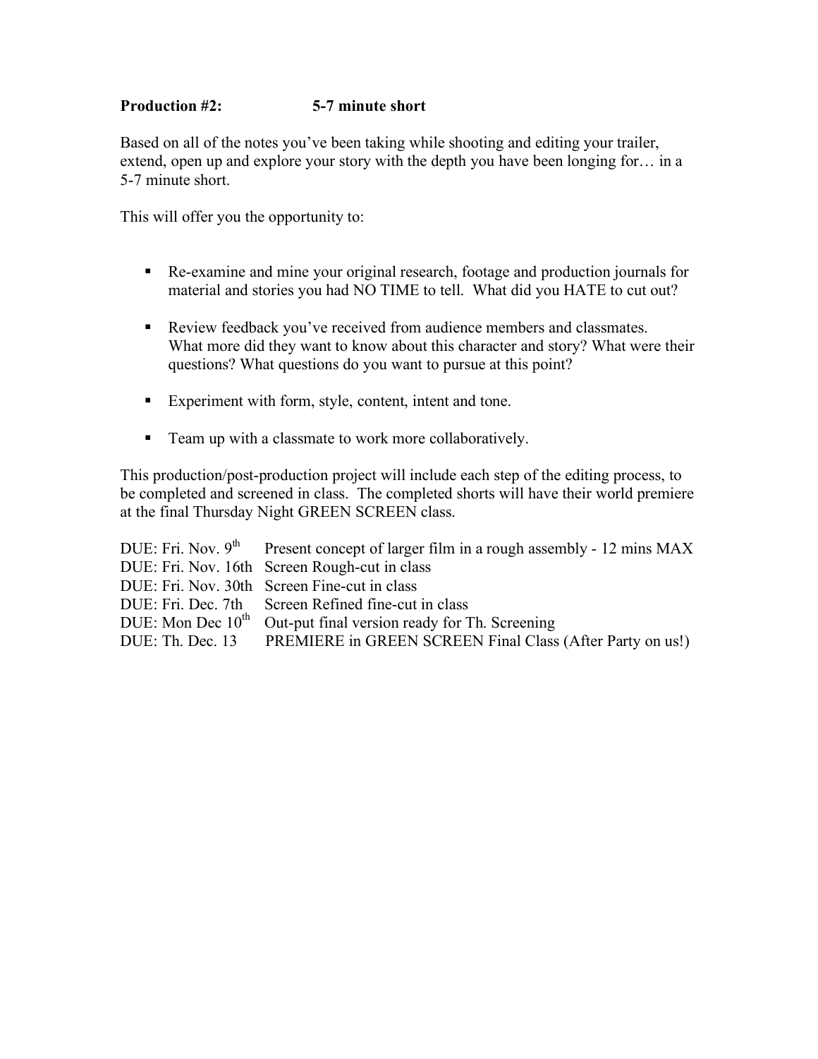**Production #2: 5-7 minute short**

Based on all of the notes you've been taking while shooting and editing your trailer, extend, open up and explore your story with the depth you have been longing for… in a 5-7 minute short.

This will offer you the opportunity to:

- Re-examine and mine your original research, footage and production journals for material and stories you had NO TIME to tell. What did you HATE to cut out?
- Review feedback you've received from audience members and classmates. What more did they want to know about this character and story? What were their questions? What questions do you want to pursue at this point?
- Experiment with form, style, content, intent and tone.
- Team up with a classmate to work more collaboratively.

This production/post-production project will include each step of the editing process, to be completed and screened in class. The completed shorts will have their world premiere at the final Thursday Night GREEN SCREEN class.

DUE: Fri. Nov. 9th Present concept of larger film in a rough assembly - 12 mins MAX
DUE: Fri. Nov. 16th Screen Rough-cut in class
DUE: Fri. Nov. 30th Screen Fine-cut in class
DUE: Fri. Dec. 7th Screen Refined fine-cut in class
DUE: Mon Dec 10th Out-put final version ready for Th. Screening
DUE: Th. Dec. 13 PREMIERE in GREEN SCREEN Final Class (After Party on us!)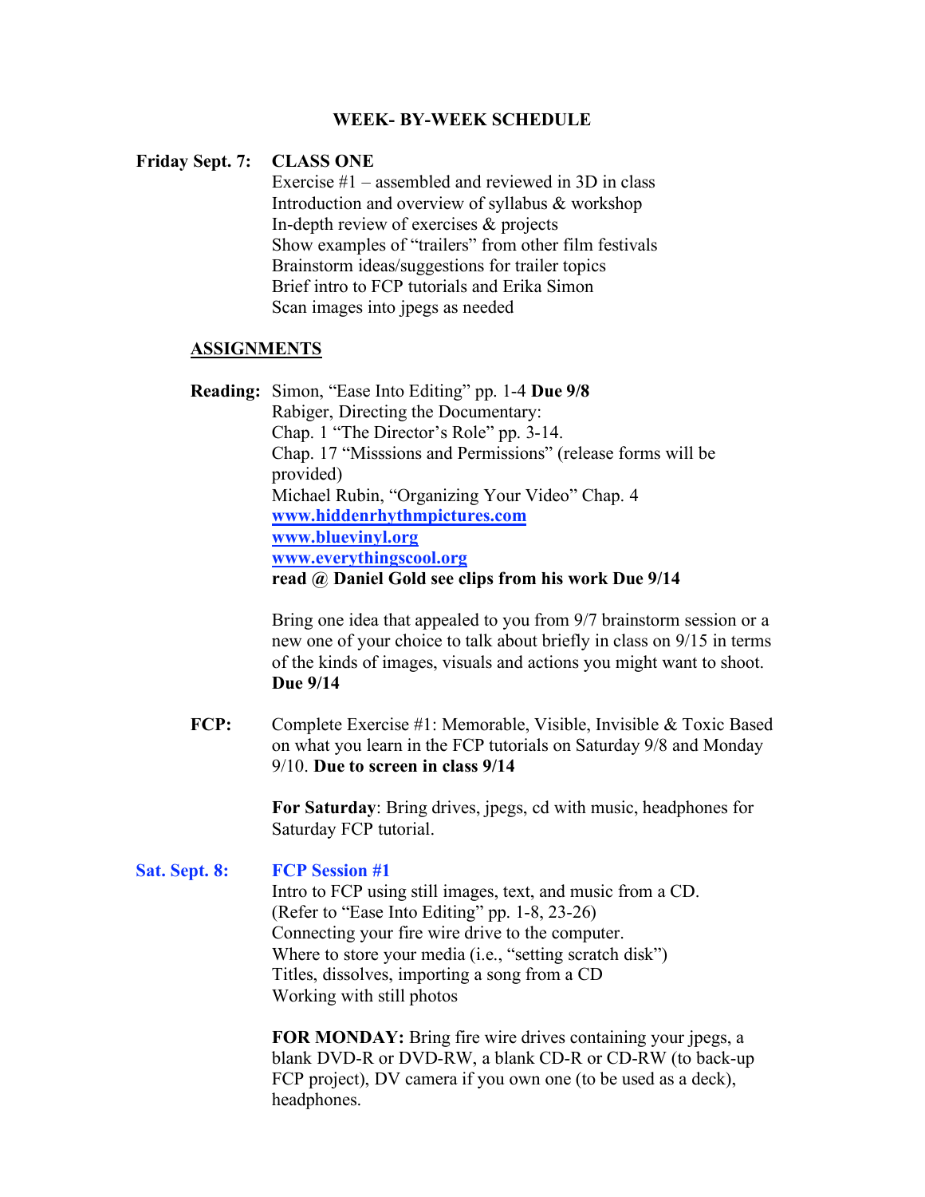## WEEK- BY-WEEK SCHEDULE

**Friday Sept. 7:** **CLASS ONE**

Exercise #1 – assembled and reviewed in 3D in class
Introduction and overview of syllabus & workshop
In-depth review of exercises & projects
Show examples of "trailers" from other film festivals
Brainstorm ideas/suggestions for trailer topics
Brief intro to FCP tutorials and Erika Simon
Scan images into jpegs as needed

**<u>ASSIGNMENTS</u>**

**Reading:** Simon, "Ease Into Editing" pp. 1-4 **Due 9/8**
Rabiger, Directing the Documentary:
Chap. 1 "The Director's Role" pp. 3-14.
Chap. 17 "Misssions and Permissions" (release forms will be provided)
Michael Rubin, "Organizing Your Video" Chap. 4
**www.hiddenrhythmpictures.com**
**www.bluevinyl.org**
**www.everythingscool.org**
**read @ Daniel Gold see clips from his work Due 9/14**

Bring one idea that appealed to you from 9/7 brainstorm session or a new one of your choice to talk about briefly in class on 9/15 in terms of the kinds of images, visuals and actions you might want to shoot. **Due 9/14**

**FCP:** Complete Exercise #1: Memorable, Visible, Invisible & Toxic Based on what you learn in the FCP tutorials on Saturday 9/8 and Monday 9/10. **Due to screen in class 9/14**

**For Saturday**: Bring drives, jpegs, cd with music, headphones for Saturday FCP tutorial.

**Sat. Sept. 8:** **FCP Session #1**

Intro to FCP using still images, text, and music from a CD.
(Refer to "Ease Into Editing" pp. 1-8, 23-26)
Connecting your fire wire drive to the computer.
Where to store your media (i.e., "setting scratch disk")
Titles, dissolves, importing a song from a CD
Working with still photos

**FOR MONDAY:** Bring fire wire drives containing your jpegs, a blank DVD-R or DVD-RW, a blank CD-R or CD-RW (to back-up FCP project), DV camera if you own one (to be used as a deck), headphones.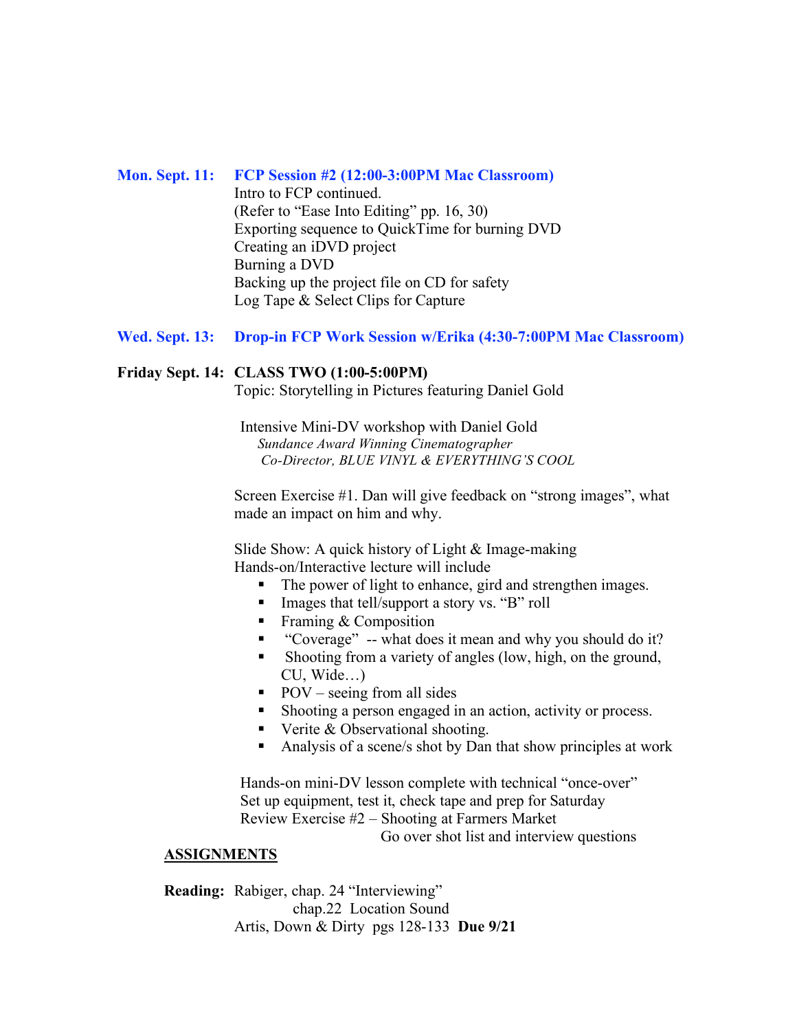**Mon. Sept. 11:** **FCP Session #2 (12:00-3:00PM Mac Classroom)**
Intro to FCP continued.
(Refer to "Ease Into Editing" pp. 16, 30)
Exporting sequence to QuickTime for burning DVD
Creating an iDVD project
Burning a DVD
Backing up the project file on CD for safety
Log Tape & Select Clips for Capture

**Wed. Sept. 13:** **Drop-in FCP Work Session w/Erika (4:30-7:00PM Mac Classroom)**

**Friday Sept. 14:** **CLASS TWO (1:00-5:00PM)**
Topic: Storytelling in Pictures featuring Daniel Gold

Intensive Mini-DV workshop with Daniel Gold
*Sundance Award Winning Cinematographer*
*Co-Director, BLUE VINYL & EVERYTHING'S COOL*

Screen Exercise #1. Dan will give feedback on "strong images", what made an impact on him and why.

Slide Show: A quick history of Light & Image-making
Hands-on/Interactive lecture will include

- The power of light to enhance, gird and strengthen images.
- Images that tell/support a story vs. "B" roll
- Framing & Composition
- "Coverage" -- what does it mean and why you should do it?
- Shooting from a variety of angles (low, high, on the ground, CU, Wide…)
- POV – seeing from all sides
- Shooting a person engaged in an action, activity or process.
- Verite & Observational shooting.
- Analysis of a scene/s shot by Dan that show principles at work

Hands-on mini-DV lesson complete with technical "once-over"
Set up equipment, test it, check tape and prep for Saturday
Review Exercise #2 – Shooting at Farmers Market
Go over shot list and interview questions

**ASSIGNMENTS**

**Reading:** Rabiger, chap. 24 "Interviewing"
chap.22 Location Sound
Artis, Down & Dirty pgs 128-133 **Due 9/21**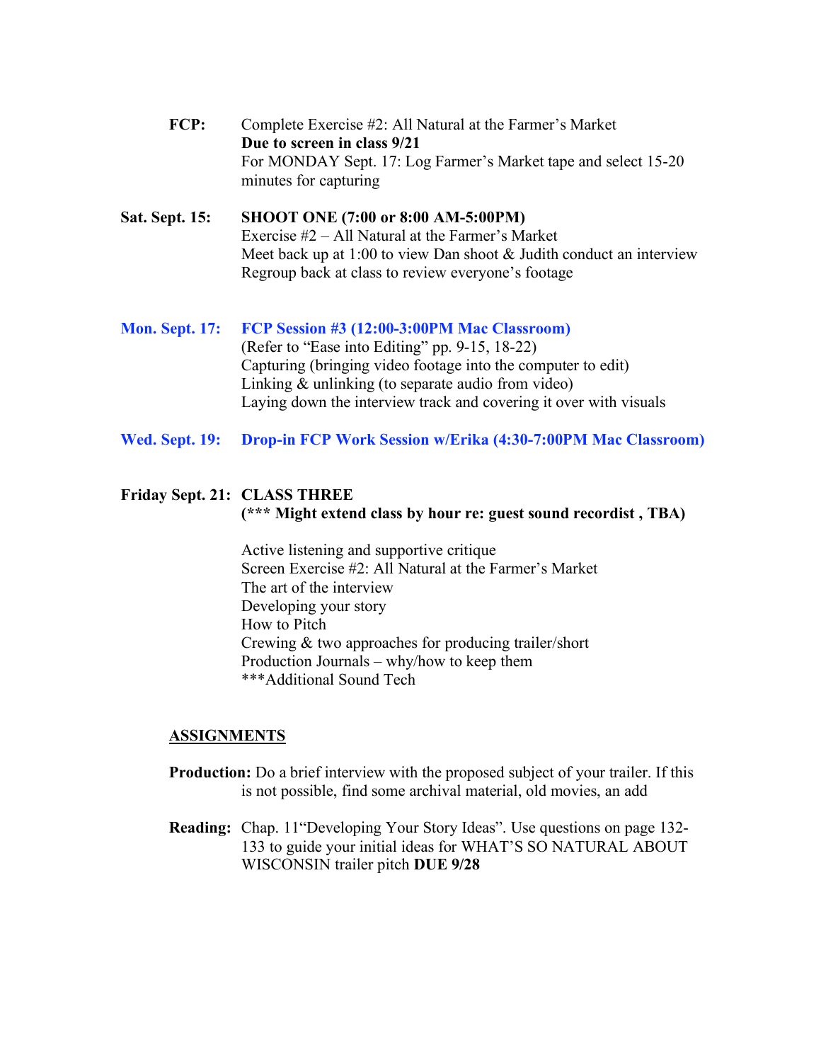**FCP:** Complete Exercise #2: All Natural at the Farmer's Market
**Due to screen in class 9/21**
For MONDAY Sept. 17: Log Farmer's Market tape and select 15-20 minutes for capturing

**Sat. Sept. 15:** **SHOOT ONE (7:00 or 8:00 AM-5:00PM)**
Exercise #2 – All Natural at the Farmer's Market
Meet back up at 1:00 to view Dan shoot & Judith conduct an interview
Regroup back at class to review everyone's footage

**Mon. Sept. 17:** **FCP Session #3 (12:00-3:00PM Mac Classroom)**
(Refer to "Ease into Editing" pp. 9-15, 18-22)
Capturing (bringing video footage into the computer to edit)
Linking & unlinking (to separate audio from video)
Laying down the interview track and covering it over with visuals

**Wed. Sept. 19:** **Drop-in FCP Work Session w/Erika (4:30-7:00PM Mac Classroom)**

**Friday Sept. 21:** **CLASS THREE**
**(*** Might extend class by hour re: guest sound recordist , TBA)**

Active listening and supportive critique
Screen Exercise #2: All Natural at the Farmer's Market
The art of the interview
Developing your story
How to Pitch
Crewing & two approaches for producing trailer/short
Production Journals – why/how to keep them
***Additional Sound Tech

**ASSIGNMENTS**

**Production:** Do a brief interview with the proposed subject of your trailer. If this is not possible, find some archival material, old movies, an add

**Reading:** Chap. 11"Developing Your Story Ideas". Use questions on page 132-133 to guide your initial ideas for WHAT'S SO NATURAL ABOUT WISCONSIN trailer pitch **DUE 9/28**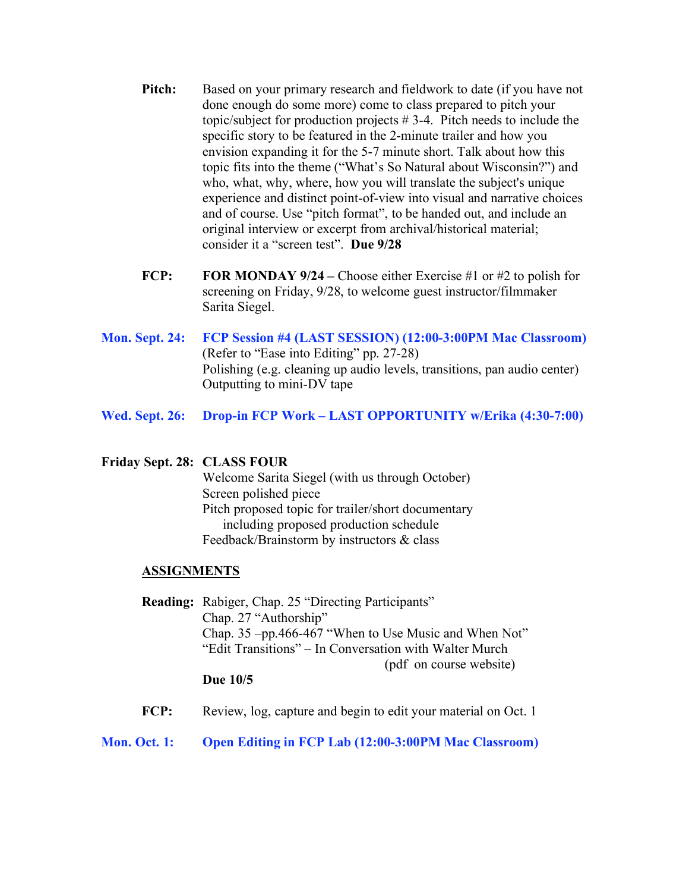**Pitch:** Based on your primary research and fieldwork to date (if you have not done enough do some more) come to class prepared to pitch your topic/subject for production projects # 3-4. Pitch needs to include the specific story to be featured in the 2-minute trailer and how you envision expanding it for the 5-7 minute short. Talk about how this topic fits into the theme ("What's So Natural about Wisconsin?") and who, what, why, where, how you will translate the subject's unique experience and distinct point-of-view into visual and narrative choices and of course. Use "pitch format", to be handed out, and include an original interview or excerpt from archival/historical material; consider it a "screen test". **Due 9/28**

**FCP:** **FOR MONDAY 9/24 –** Choose either Exercise #1 or #2 to polish for screening on Friday, 9/28, to welcome guest instructor/filmmaker Sarita Siegel.

**Mon. Sept. 24:** **FCP Session #4 (LAST SESSION) (12:00-3:00PM Mac Classroom)**
(Refer to "Ease into Editing" pp. 27-28)
Polishing (e.g. cleaning up audio levels, transitions, pan audio center)
Outputting to mini-DV tape

**Wed. Sept. 26:** **Drop-in FCP Work – LAST OPPORTUNITY w/Erika (4:30-7:00)**

**Friday Sept. 28:** **CLASS FOUR**
Welcome Sarita Siegel (with us through October)
Screen polished piece
Pitch proposed topic for trailer/short documentary
including proposed production schedule
Feedback/Brainstorm by instructors & class

**ASSIGNMENTS**

**Reading:** Rabiger, Chap. 25 "Directing Participants"
Chap. 27 "Authorship"
Chap. 35 –pp.466-467 "When to Use Music and When Not"
"Edit Transitions" – In Conversation with Walter Murch
(pdf on course website)
**Due 10/5**

**FCP:** Review, log, capture and begin to edit your material on Oct. 1

**Mon. Oct. 1:** **Open Editing in FCP Lab (12:00-3:00PM Mac Classroom)**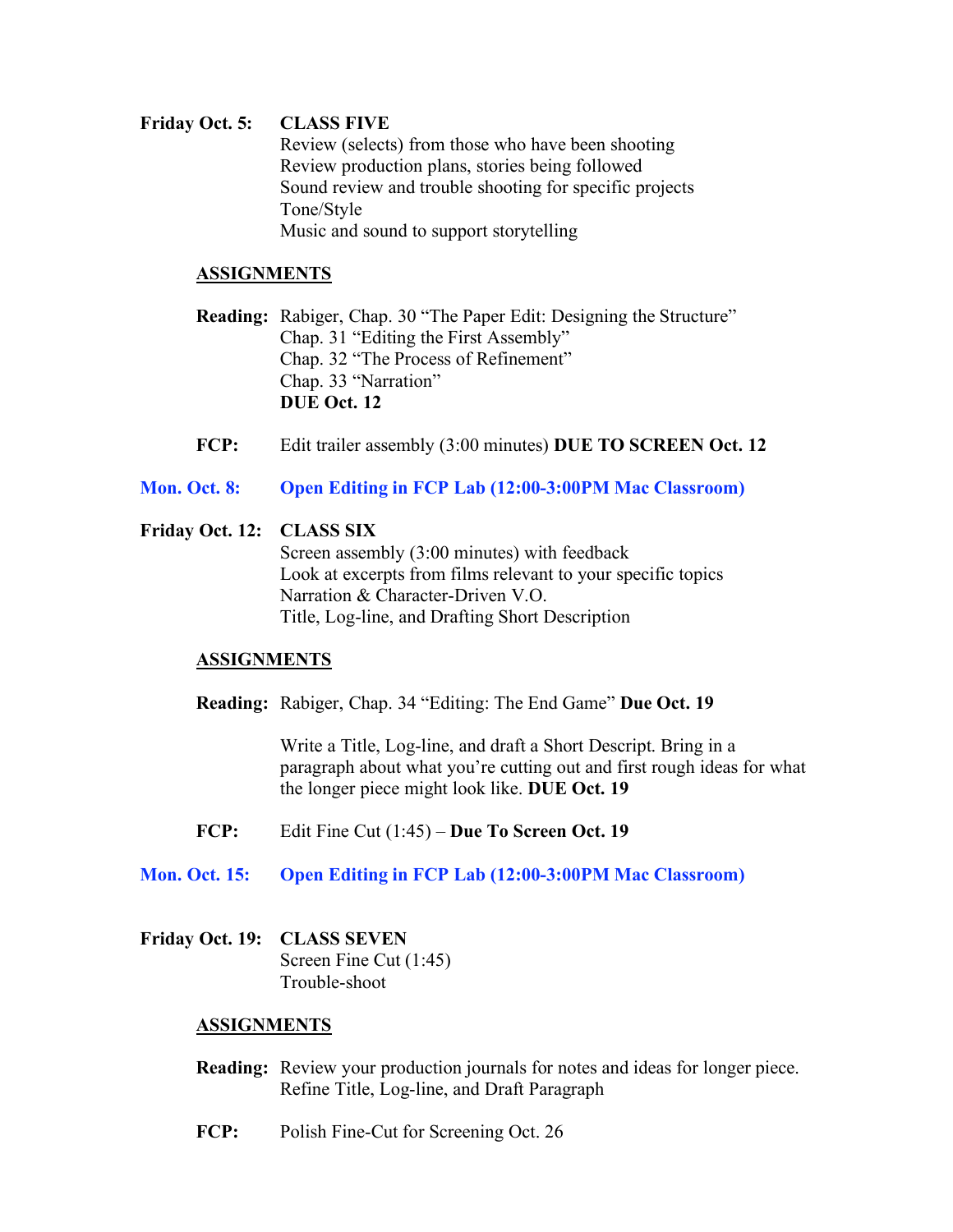**Friday Oct. 5:** **CLASS FIVE**

Review (selects) from those who have been shooting
Review production plans, stories being followed
Sound review and trouble shooting for specific projects
Tone/Style
Music and sound to support storytelling

**ASSIGNMENTS**

**Reading:** Rabiger, Chap. 30 "The Paper Edit: Designing the Structure"
Chap. 31 "Editing the First Assembly"
Chap. 32 "The Process of Refinement"
Chap. 33 "Narration"
**DUE Oct. 12**

**FCP:** Edit trailer assembly (3:00 minutes) **DUE TO SCREEN Oct. 12**

**Mon. Oct. 8:** **Open Editing in FCP Lab (12:00-3:00PM Mac Classroom)**

**Friday Oct. 12:** **CLASS SIX**

Screen assembly (3:00 minutes) with feedback
Look at excerpts from films relevant to your specific topics
Narration & Character-Driven V.O.
Title, Log-line, and Drafting Short Description

**ASSIGNMENTS**

**Reading:** Rabiger, Chap. 34 "Editing: The End Game" **Due Oct. 19**

Write a Title, Log-line, and draft a Short Descript. Bring in a paragraph about what you're cutting out and first rough ideas for what the longer piece might look like. **DUE Oct. 19**

**FCP:** Edit Fine Cut (1:45) – **Due To Screen Oct. 19**

**Mon. Oct. 15:** **Open Editing in FCP Lab (12:00-3:00PM Mac Classroom)**

**Friday Oct. 19:** **CLASS SEVEN**

Screen Fine Cut (1:45)
Trouble-shoot

**ASSIGNMENTS**

**Reading:** Review your production journals for notes and ideas for longer piece.
Refine Title, Log-line, and Draft Paragraph

**FCP:** Polish Fine-Cut for Screening Oct. 26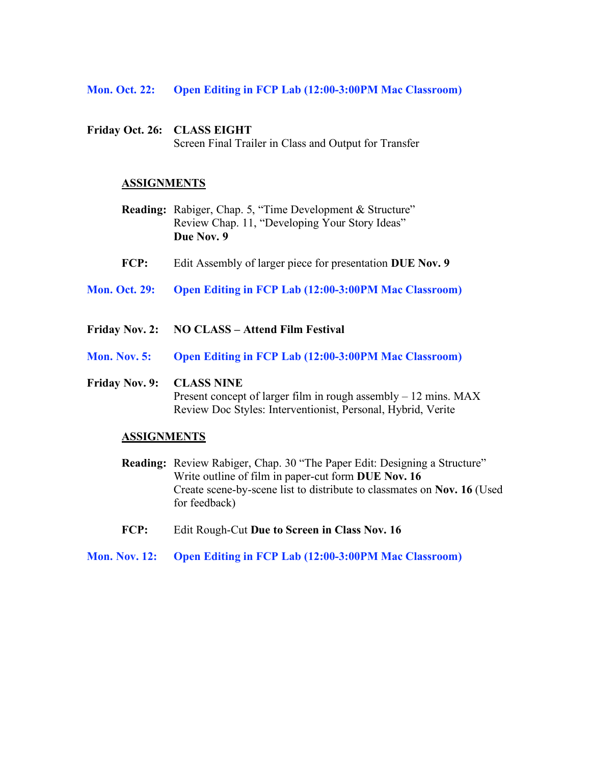**Mon. Oct. 22:** **Open Editing in FCP Lab (12:00-3:00PM Mac Classroom)**

**Friday Oct. 26:** **CLASS EIGHT**
Screen Final Trailer in Class and Output for Transfer

**ASSIGNMENTS**

**Reading:** Rabiger, Chap. 5, "Time Development & Structure"
Review Chap. 11, "Developing Your Story Ideas"
**Due Nov. 9**

**FCP:** Edit Assembly of larger piece for presentation **DUE Nov. 9**

**Mon. Oct. 29:** **Open Editing in FCP Lab (12:00-3:00PM Mac Classroom)**

**Friday Nov. 2:** **NO CLASS – Attend Film Festival**

**Mon. Nov. 5:** **Open Editing in FCP Lab (12:00-3:00PM Mac Classroom)**

**Friday Nov. 9:** **CLASS NINE**
Present concept of larger film in rough assembly – 12 mins. MAX
Review Doc Styles: Interventionist, Personal, Hybrid, Verite

**ASSIGNMENTS**

**Reading:** Review Rabiger, Chap. 30 "The Paper Edit: Designing a Structure"
Write outline of film in paper-cut form **DUE Nov. 16**
Create scene-by-scene list to distribute to classmates on **Nov. 16** (Used for feedback)

**FCP:** Edit Rough-Cut **Due to Screen in Class Nov. 16**

**Mon. Nov. 12:** **Open Editing in FCP Lab (12:00-3:00PM Mac Classroom)**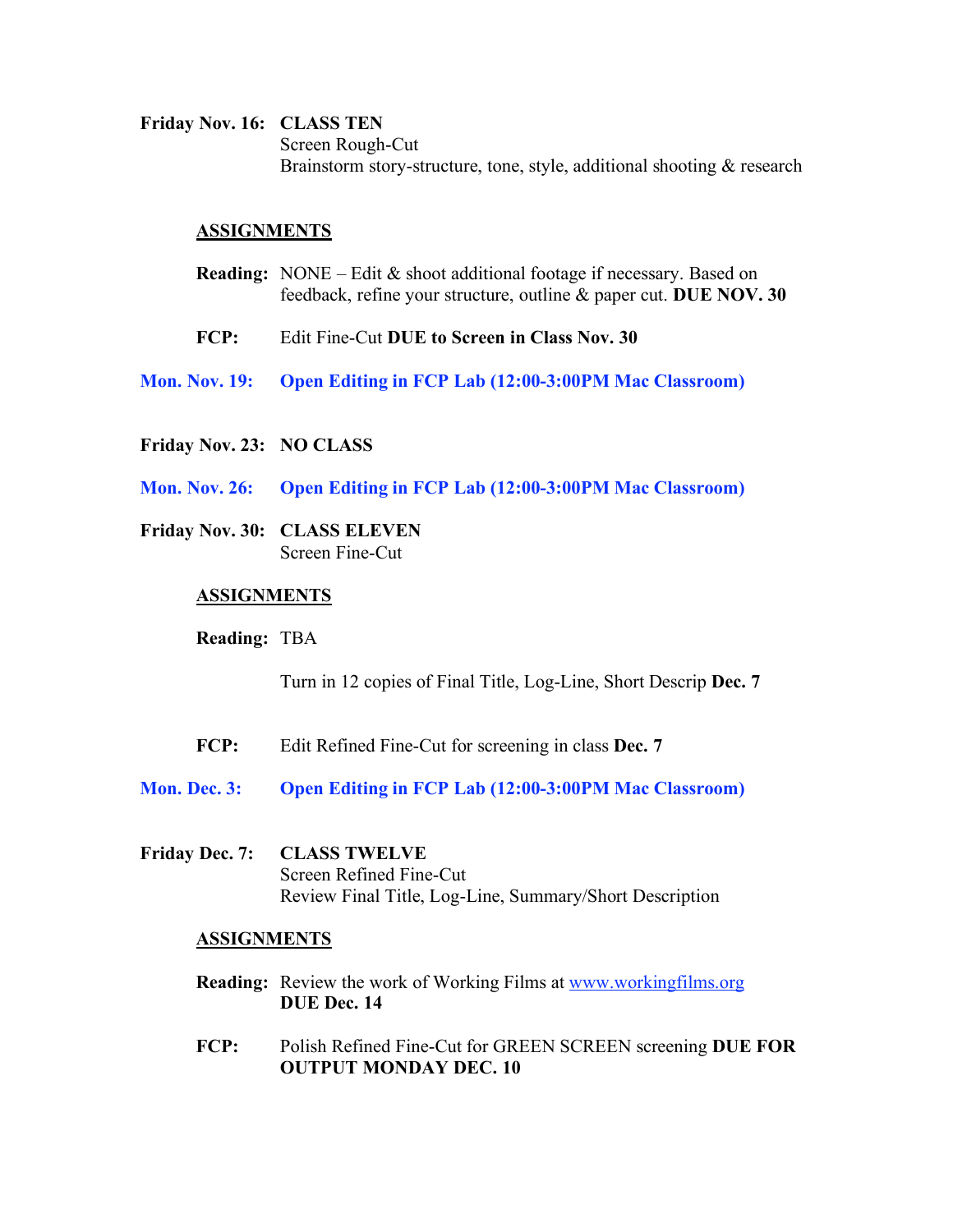**Friday Nov. 16:** **CLASS TEN**
Screen Rough-Cut
Brainstorm story-structure, tone, style, additional shooting & research

**ASSIGNMENTS**

**Reading:** NONE – Edit & shoot additional footage if necessary. Based on feedback, refine your structure, outline & paper cut. **DUE NOV. 30**

**FCP:** Edit Fine-Cut **DUE to Screen in Class Nov. 30**

**Mon. Nov. 19:** **Open Editing in FCP Lab (12:00-3:00PM Mac Classroom)**

**Friday Nov. 23:** **NO CLASS**

**Mon. Nov. 26:** **Open Editing in FCP Lab (12:00-3:00PM Mac Classroom)**

**Friday Nov. 30:** **CLASS ELEVEN**
Screen Fine-Cut

**ASSIGNMENTS**

**Reading:** TBA

Turn in 12 copies of Final Title, Log-Line, Short Descrip **Dec. 7**

**FCP:** Edit Refined Fine-Cut for screening in class **Dec. 7**

**Mon. Dec. 3:** **Open Editing in FCP Lab (12:00-3:00PM Mac Classroom)**

**Friday Dec. 7:** **CLASS TWELVE**
Screen Refined Fine-Cut
Review Final Title, Log-Line, Summary/Short Description

**ASSIGNMENTS**

**Reading:** Review the work of Working Films at www.workingfilms.org
**DUE Dec. 14**

**FCP:** Polish Refined Fine-Cut for GREEN SCREEN screening **DUE FOR OUTPUT MONDAY DEC. 10**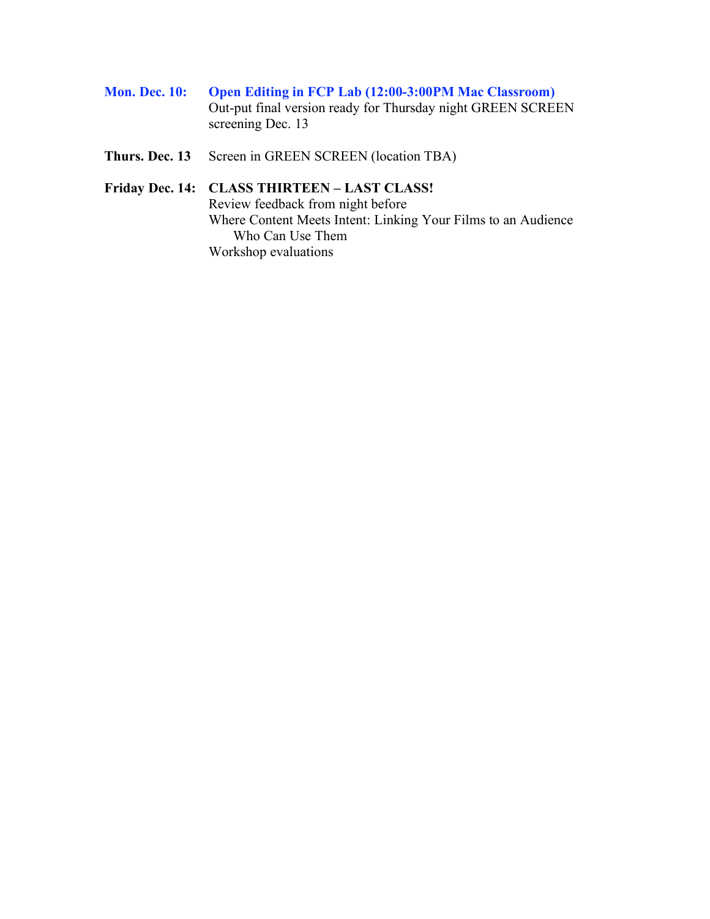**Mon. Dec. 10:** **Open Editing in FCP Lab (12:00-3:00PM Mac Classroom)**
Out-put final version ready for Thursday night GREEN SCREEN screening Dec. 13

**Thurs. Dec. 13** Screen in GREEN SCREEN (location TBA)

**Friday Dec. 14:** **CLASS THIRTEEN – LAST CLASS!**
Review feedback from night before
Where Content Meets Intent: Linking Your Films to an Audience Who Can Use Them
Workshop evaluations